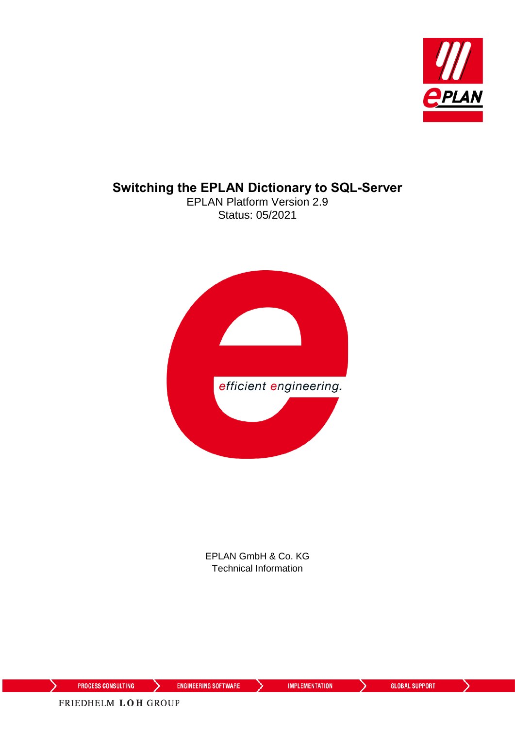# Switching the EPLAN Dictionary to SQL-Server

EPLAN Platform Version 2.9

Status: 05/2021

EPLAN GmbH & Co. KG

Technical Information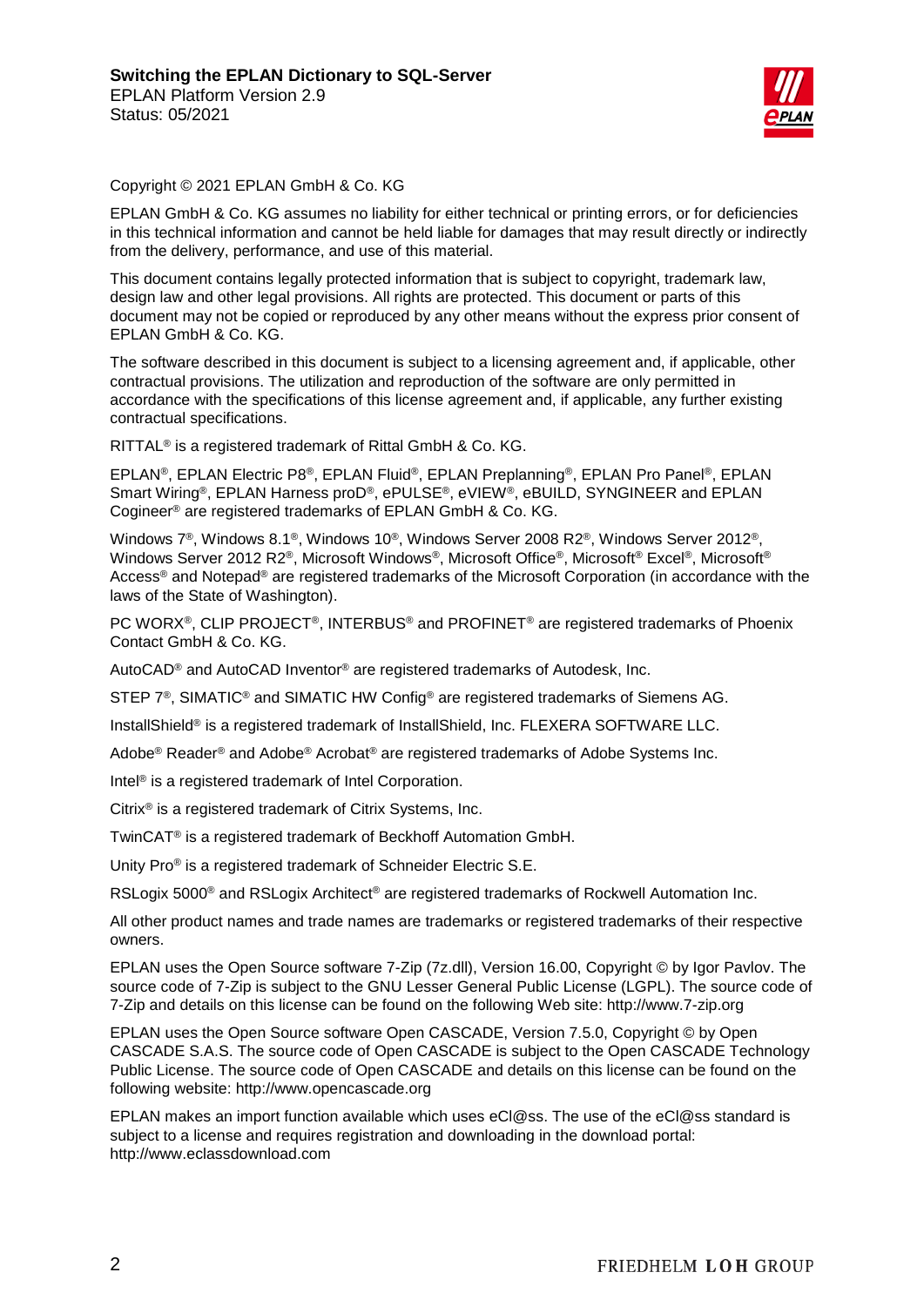Copyright © 2021 EPLAN GmbH & Co. KG

EPLAN GmbH & Co. KG assumes no liability for either technical or printing errors, or for deficiencies in this technical information and cannot be held liable for damages that may result directly or indirectly from the delivery, performance, and use of this material.

This document contains legally protected information that is subject to copyright, trademark law, design law and other legal provisions. All rights are protected. This document or parts of this document may not be copied or reproduced by any other means without the express prior consent of EPLAN GmbH & Co. KG.

The software described in this document is subject to a licensing agreement and, if applicable, other contractual provisions. The utilization and reproduction of the software are only permitted in accordance with the specifications of this license agreement and, if applicable, any further existing contractual specifications.

RITTAL® is a registered trademark of Rittal GmbH & Co. KG.

EPLAN®, EPLAN Electric P8®, EPLAN Fluid®, EPLAN Preplanning®, EPLAN Pro Panel®, EPLAN Smart Wiring®, EPLAN Harness proD®, ePULSE®, eVIEW®, eBUILD, SYNGINEER and EPLAN Cogineer® are registered trademarks of EPLAN GmbH & Co. KG.

Windows 7®, Windows 8.1®, Windows 10®, Windows Server 2008 R2®, Windows Server 2012®, Windows Server 2012 R2®, Microsoft Windows®, Microsoft Office®, Microsoft® Excel®, Microsoft® Access® and Notepad® are registered trademarks of the Microsoft Corporation (in accordance with the laws of the State of Washington).

PC WORX®, CLIP PROJECT®, INTERBUS® and PROFINET® are registered trademarks of Phoenix Contact GmbH & Co. KG.

AutoCAD® and AutoCAD Inventor® are registered trademarks of Autodesk, Inc.

STEP 7®, SIMATIC® and SIMATIC HW Config® are registered trademarks of Siemens AG.

InstallShield® is a registered trademark of InstallShield, Inc. FLEXERA SOFTWARE LLC.

Adobe® Reader® and Adobe® Acrobat® are registered trademarks of Adobe Systems Inc.

Intel® is a registered trademark of Intel Corporation.

Citrix® is a registered trademark of Citrix Systems, Inc.

TwinCAT® is a registered trademark of Beckhoff Automation GmbH.

Unity Pro® is a registered trademark of Schneider Electric S.E.

RSLogix 5000® and RSLogix Architect® are registered trademarks of Rockwell Automation Inc.

All other product names and trade names are trademarks or registered trademarks of their respective owners.

EPLAN uses the Open Source software 7-Zip (7z.dll), Version 16.00, Copyright © by Igor Pavlov. The source code of 7-Zip is subject to the GNU Lesser General Public License (LGPL). The source code of 7-Zip and details on this license can be found on the following Web site: http://www.7-zip.org

EPLAN uses the Open Source software Open CASCADE, Version 7.5.0, Copyright © by Open CASCADE S.A.S. The source code of Open CASCADE is subject to the Open CASCADE Technology Public License. The source code of Open CASCADE and details on this license can be found on the following website: http://www.opencascade.org

EPLAN makes an import function available which uses eCl@ss. The use of the eCl@ss standard is subject to a license and requires registration and downloading in the download portal: http://www.eclassdownload.com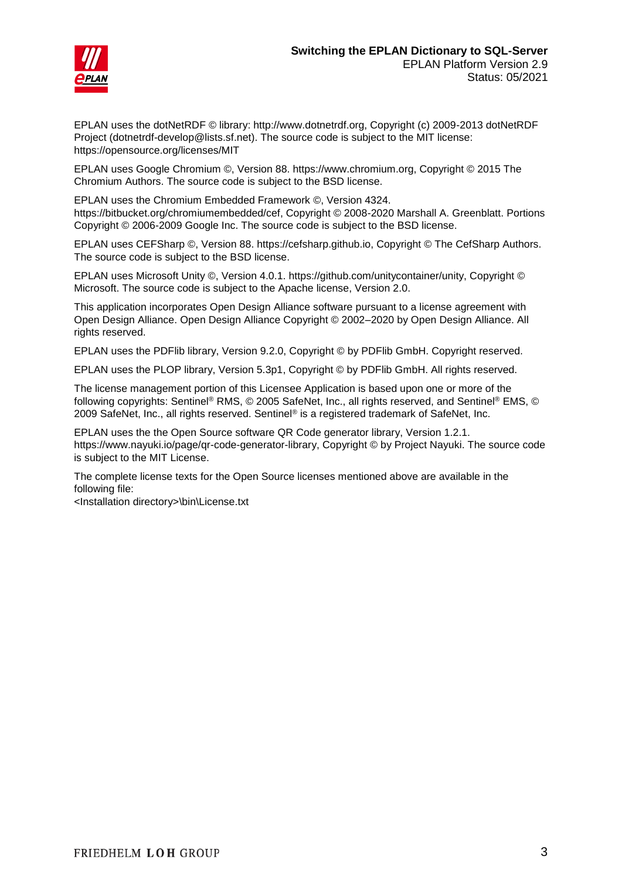EPLAN uses the dotNetRDF © library: http://www.dotnetrdf.org, Copyright (c) 2009-2013 dotNetRDF Project (dotnetrdf-develop@lists.sf.net). The source code is subject to the MIT license: https://opensource.org/licenses/MIT

EPLAN uses Google Chromium ©, Version 88. https://www.chromium.org, Copyright © 2015 The Chromium Authors. The source code is subject to the BSD license.

EPLAN uses the Chromium Embedded Framework ©, Version 4324. https://bitbucket.org/chromiumembedded/cef, Copyright © 2008-2020 Marshall A. Greenblatt. Portions Copyright © 2006-2009 Google Inc. The source code is subject to the BSD license.

EPLAN uses CEFSharp ©, Version 88. https://cefsharp.github.io, Copyright © The CefSharp Authors. The source code is subject to the BSD license.

EPLAN uses Microsoft Unity ©, Version 4.0.1. https://github.com/unitycontainer/unity, Copyright © Microsoft. The source code is subject to the Apache license, Version 2.0.

This application incorporates Open Design Alliance software pursuant to a license agreement with Open Design Alliance. Open Design Alliance Copyright © 2002–2020 by Open Design Alliance. All rights reserved.

EPLAN uses the PDFlib library, Version 9.2.0, Copyright © by PDFlib GmbH. Copyright reserved.

EPLAN uses the PLOP library, Version 5.3p1, Copyright © by PDFlib GmbH. All rights reserved.

The license management portion of this Licensee Application is based upon one or more of the following copyrights: Sentinel® RMS, © 2005 SafeNet, Inc., all rights reserved, and Sentinel® EMS, © 2009 SafeNet, Inc., all rights reserved. Sentinel® is a registered trademark of SafeNet, Inc.

EPLAN uses the the Open Source software QR Code generator library, Version 1.2.1. https://www.nayuki.io/page/qr-code-generator-library, Copyright © by Project Nayuki. The source code is subject to the MIT License.

The complete license texts for the Open Source licenses mentioned above are available in the following file:
<Installation directory>\bin\License.txt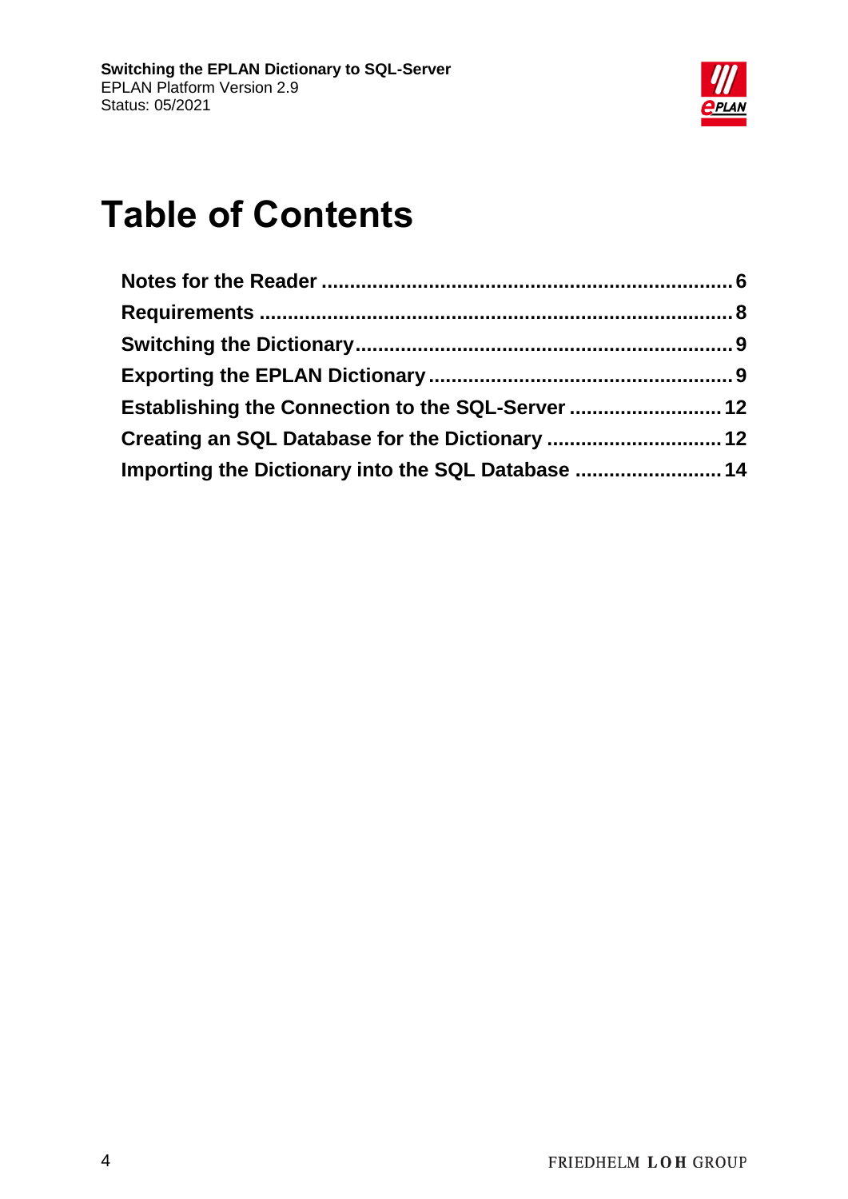# Table of Contents

**Notes for the Reader** ........................................................................ **6**
**Requirements** ................................................................................. **8**
**Switching the Dictionary** .................................................................. **9**
**Exporting the EPLAN Dictionary** ...................................................... **9**
**Establishing the Connection to the SQL-Server** ............................ **12**
**Creating an SQL Database for the Dictionary** ............................... **12**
**Importing the Dictionary into the SQL Database** ........................... **14**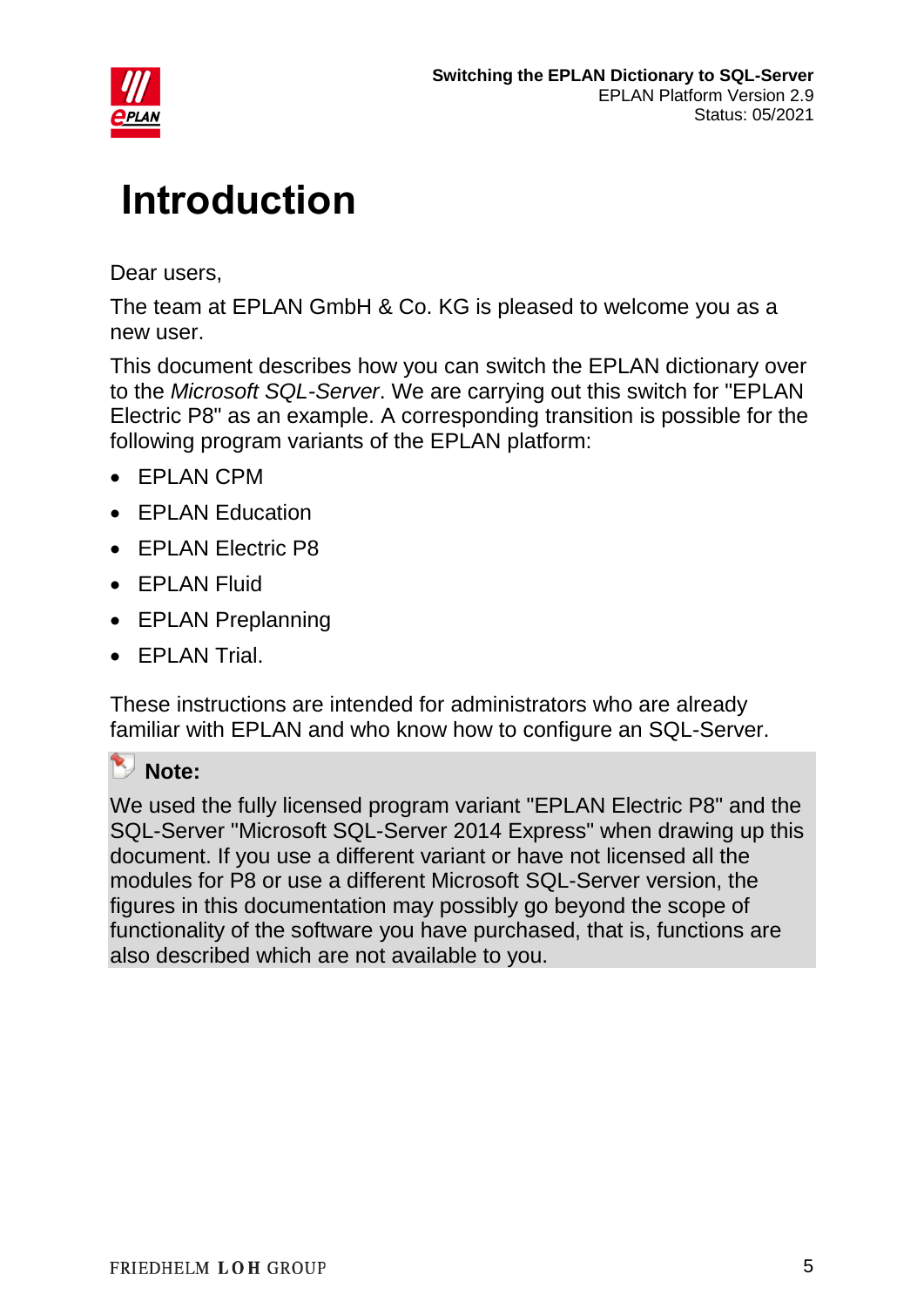# Introduction

Dear users,

The team at EPLAN GmbH & Co. KG is pleased to welcome you as a new user.

This document describes how you can switch the EPLAN dictionary over to the *Microsoft SQL-Server*. We are carrying out this switch for "EPLAN Electric P8" as an example. A corresponding transition is possible for the following program variants of the EPLAN platform:

- EPLAN CPM
- EPLAN Education
- EPLAN Electric P8
- EPLAN Fluid
- EPLAN Preplanning
- EPLAN Trial.

These instructions are intended for administrators who are already familiar with EPLAN and who know how to configure an SQL-Server.

**Note:**

We used the fully licensed program variant "EPLAN Electric P8" and the SQL-Server "Microsoft SQL-Server 2014 Express" when drawing up this document. If you use a different variant or have not licensed all the modules for P8 or use a different Microsoft SQL-Server version, the figures in this documentation may possibly go beyond the scope of functionality of the software you have purchased, that is, functions are also described which are not available to you.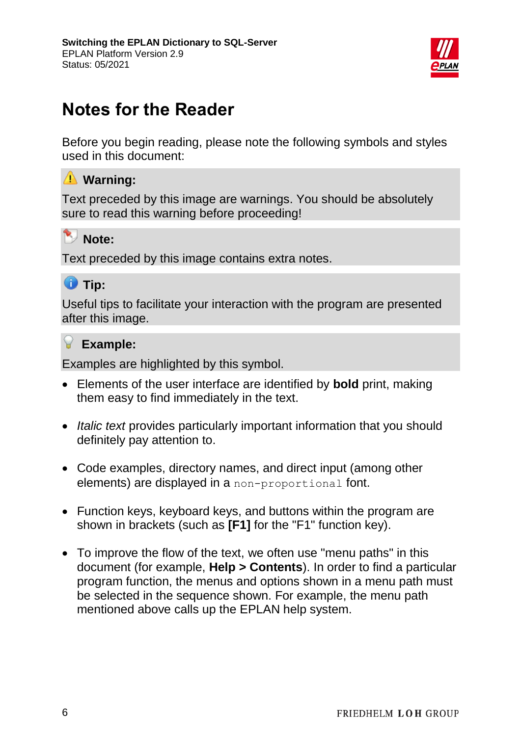# Notes for the Reader

Before you begin reading, please note the following symbols and styles used in this document:

**Warning:**

Text preceded by this image are warnings. You should be absolutely sure to read this warning before proceeding!

**Note:**

Text preceded by this image contains extra notes.

**Tip:**

Useful tips to facilitate your interaction with the program are presented after this image.

**Example:**

Examples are highlighted by this symbol.

- Elements of the user interface are identified by **bold** print, making them easy to find immediately in the text.
- *Italic text* provides particularly important information that you should definitely pay attention to.
- Code examples, directory names, and direct input (among other elements) are displayed in a `non-proportional` font.
- Function keys, keyboard keys, and buttons within the program are shown in brackets (such as **[F1]** for the "F1" function key).
- To improve the flow of the text, we often use "menu paths" in this document (for example, **Help > Contents**). In order to find a particular program function, the menus and options shown in a menu path must be selected in the sequence shown. For example, the menu path mentioned above calls up the EPLAN help system.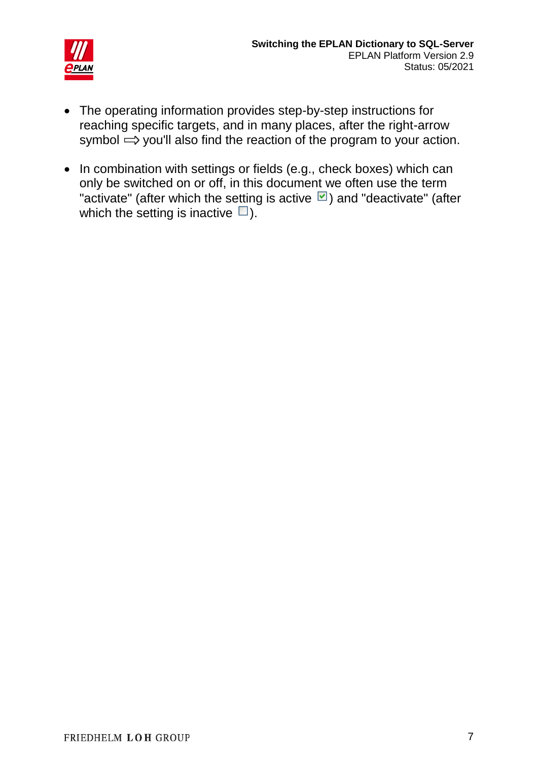- The operating information provides step-by-step instructions for reaching specific targets, and in many places, after the right-arrow symbol ⇨ you'll also find the reaction of the program to your action.

- In combination with settings or fields (e.g., check boxes) which can only be switched on or off, in this document we often use the term "activate" (after which the setting is active ☑) and "deactivate" (after which the setting is inactive ☐).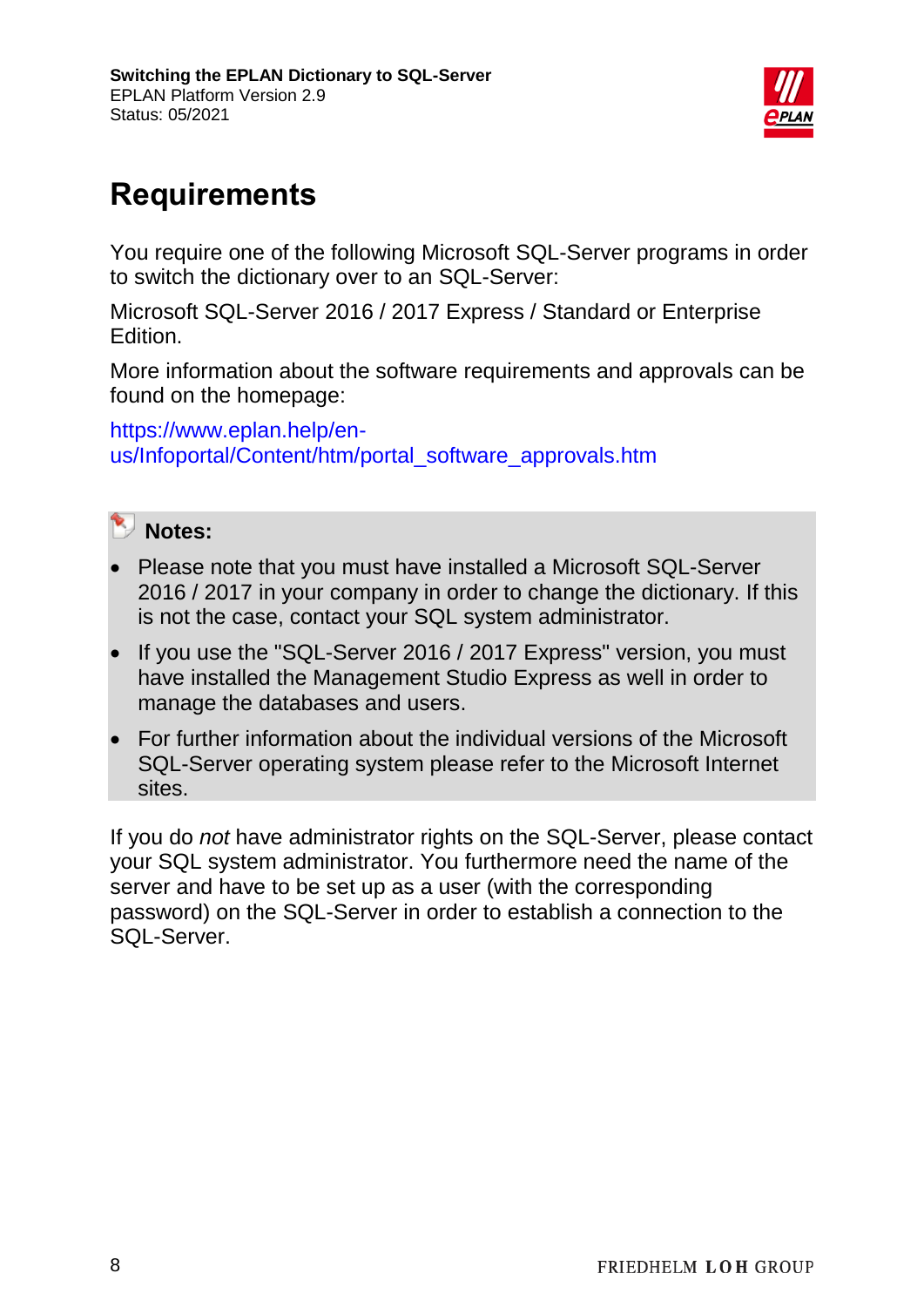# Requirements

You require one of the following Microsoft SQL-Server programs in order to switch the dictionary over to an SQL-Server:

Microsoft SQL-Server 2016 / 2017 Express / Standard or Enterprise Edition.

More information about the software requirements and approvals can be found on the homepage:

https://www.eplan.help/en-us/Infoportal/Content/htm/portal_software_approvals.htm

**Notes:**

- Please note that you must have installed a Microsoft SQL-Server 2016 / 2017 in your company in order to change the dictionary. If this is not the case, contact your SQL system administrator.
- If you use the "SQL-Server 2016 / 2017 Express" version, you must have installed the Management Studio Express as well in order to manage the databases and users.
- For further information about the individual versions of the Microsoft SQL-Server operating system please refer to the Microsoft Internet sites.

If you do *not* have administrator rights on the SQL-Server, please contact your SQL system administrator. You furthermore need the name of the server and have to be set up as a user (with the corresponding password) on the SQL-Server in order to establish a connection to the SQL-Server.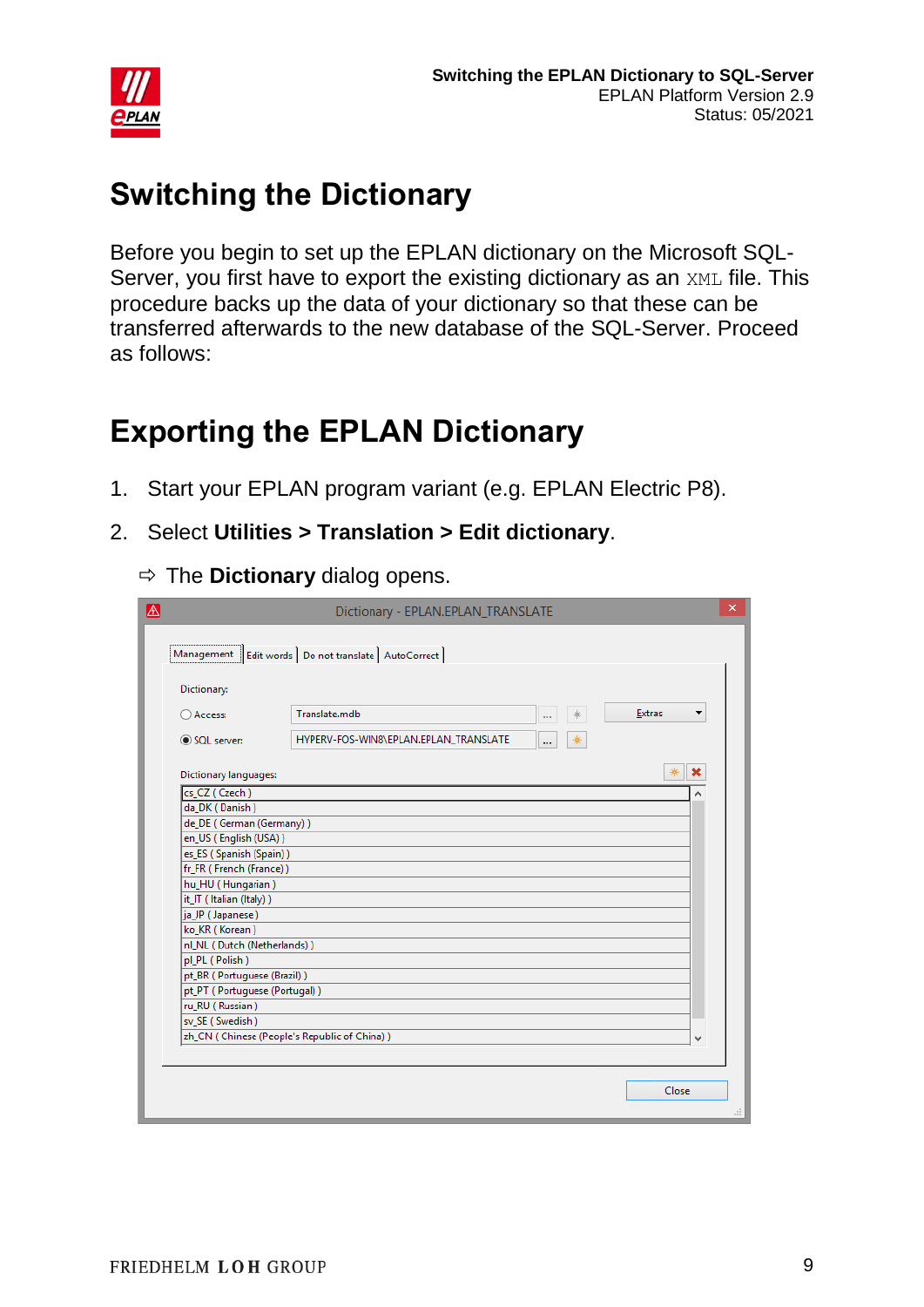# Switching the Dictionary

Before you begin to set up the EPLAN dictionary on the Microsoft SQL-Server, you first have to export the existing dictionary as an `XML` file. This procedure backs up the data of your dictionary so that these can be transferred afterwards to the new database of the SQL-Server. Proceed as follows:

# Exporting the EPLAN Dictionary

1. Start your EPLAN program variant (e.g. EPLAN Electric P8).
2. Select **Utilities > Translation > Edit dictionary**.

   ⇨ The **Dictionary** dialog opens.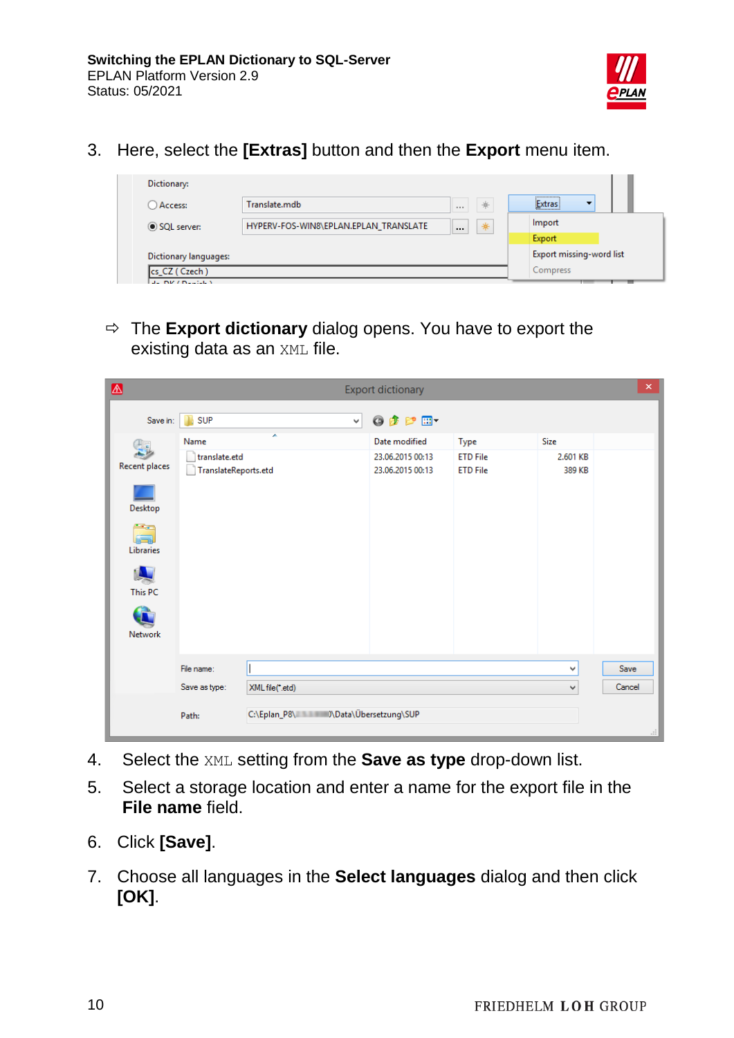3. Here, select the **[Extras]** button and then the **Export** menu item.

⇨ The **Export dictionary** dialog opens. You have to export the existing data as an `XML` file.

4. Select the `XML` setting from the **Save as type** drop-down list.
5. Select a storage location and enter a name for the export file in the **File name** field.
6. Click **[Save]**.
7. Choose all languages in the **Select languages** dialog and then click **[OK]**.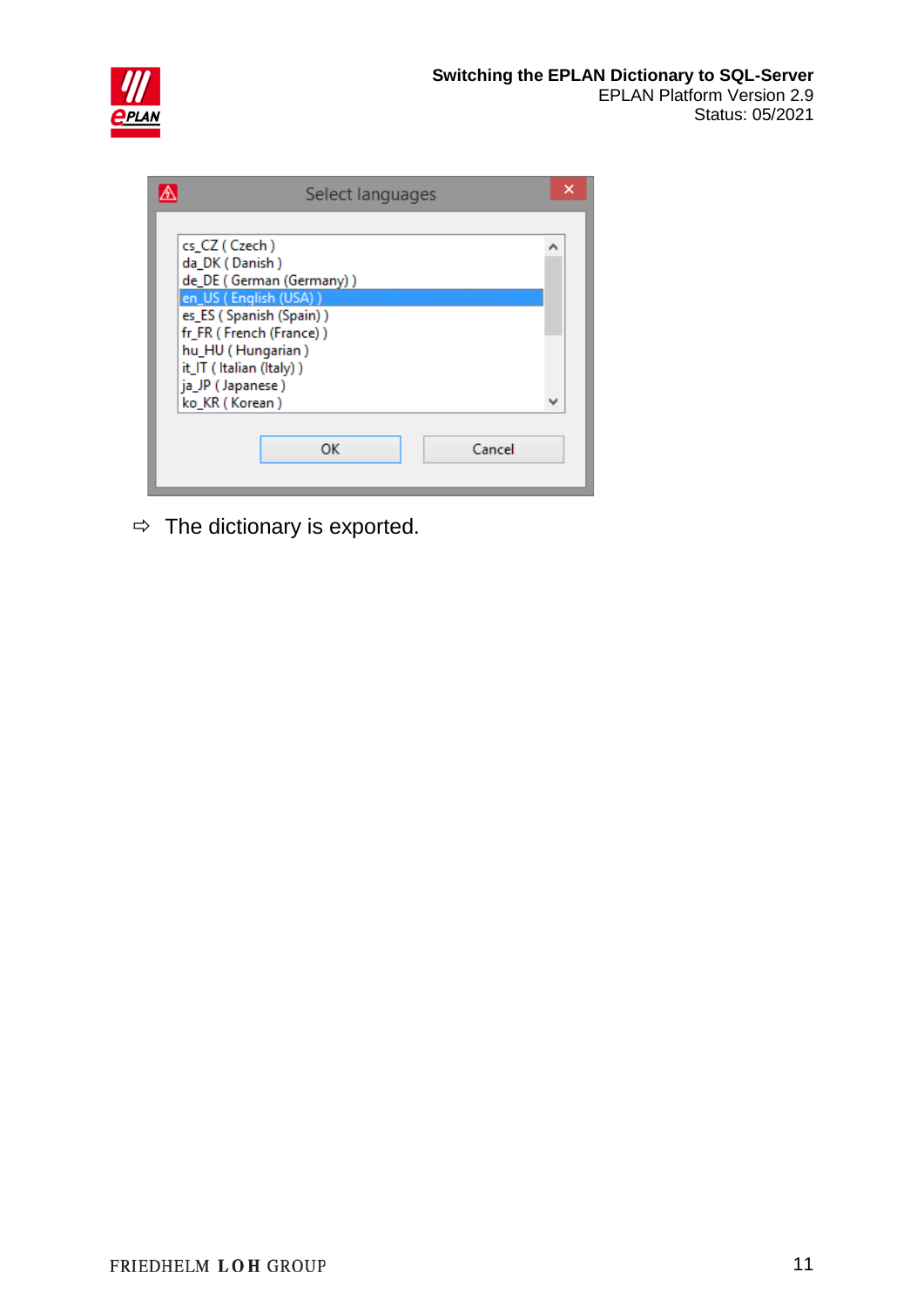⇨ The dictionary is exported.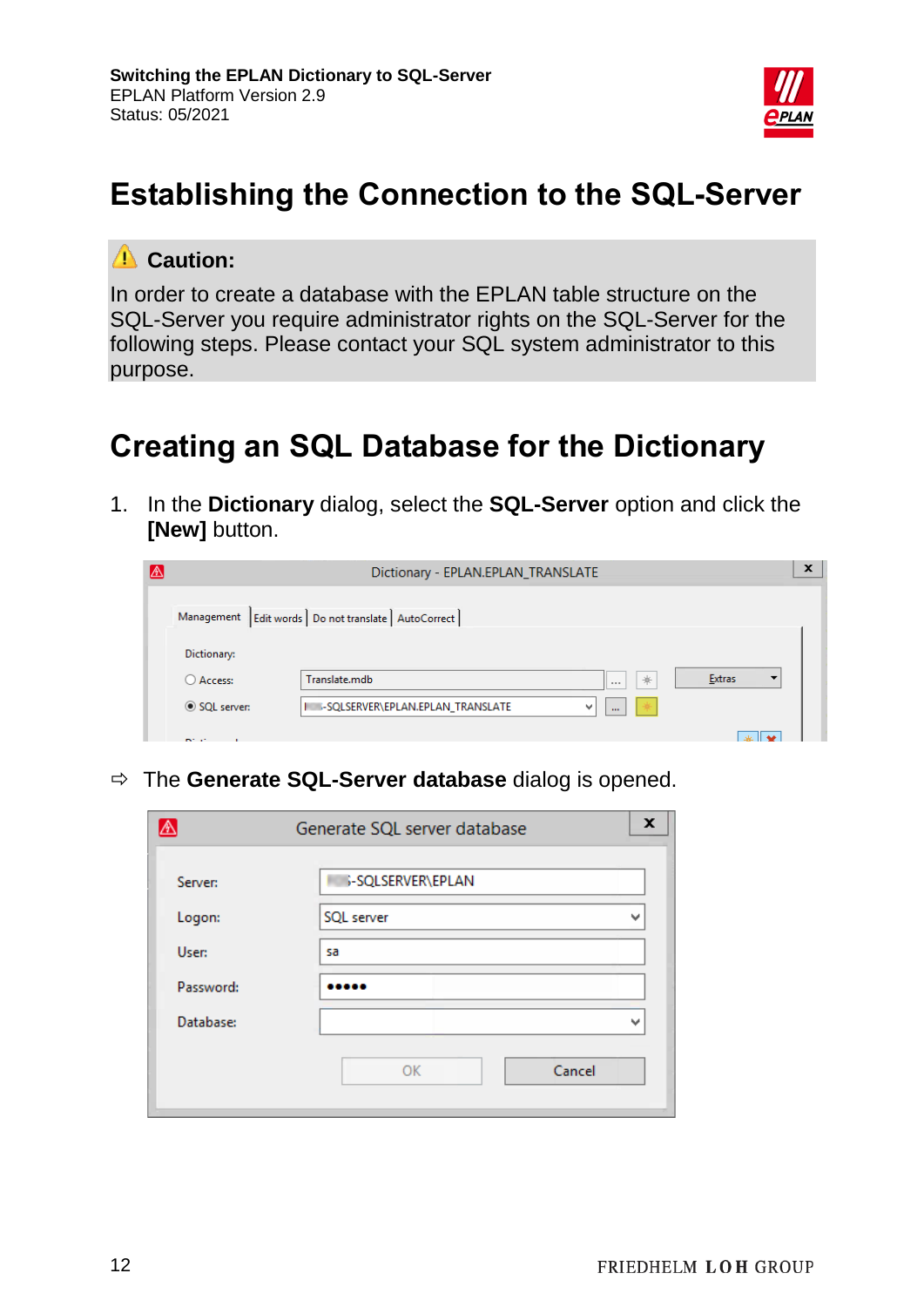# Establishing the Connection to the SQL-Server

**Caution:**

In order to create a database with the EPLAN table structure on the SQL-Server you require administrator rights on the SQL-Server for the following steps. Please contact your SQL system administrator to this purpose.

# Creating an SQL Database for the Dictionary

1. In the **Dictionary** dialog, select the **SQL-Server** option and click the **[New]** button.

⇨ The **Generate SQL-Server database** dialog is opened.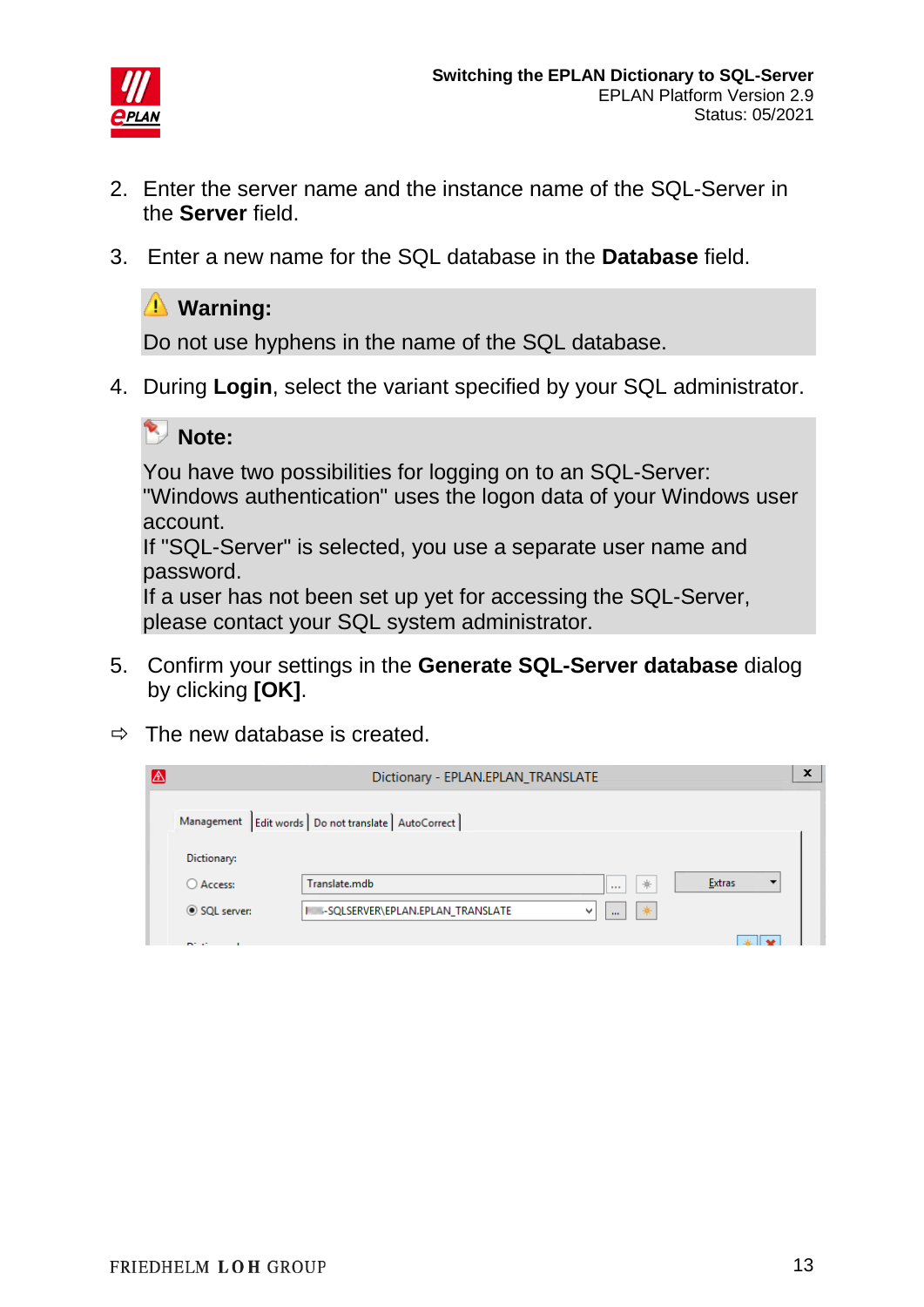2. Enter the server name and the instance name of the SQL-Server in the **Server** field.

3. Enter a new name for the SQL database in the **Database** field.

> **Warning:**
>
> Do not use hyphens in the name of the SQL database.

4. During **Login**, select the variant specified by your SQL administrator.

> **Note:**
>
> You have two possibilities for logging on to an SQL-Server:
> "Windows authentication" uses the logon data of your Windows user account.
> If "SQL-Server" is selected, you use a separate user name and password.
> If a user has not been set up yet for accessing the SQL-Server, please contact your SQL system administrator.

5. Confirm your settings in the **Generate SQL-Server database** dialog by clicking **[OK]**.

⇨ The new database is created.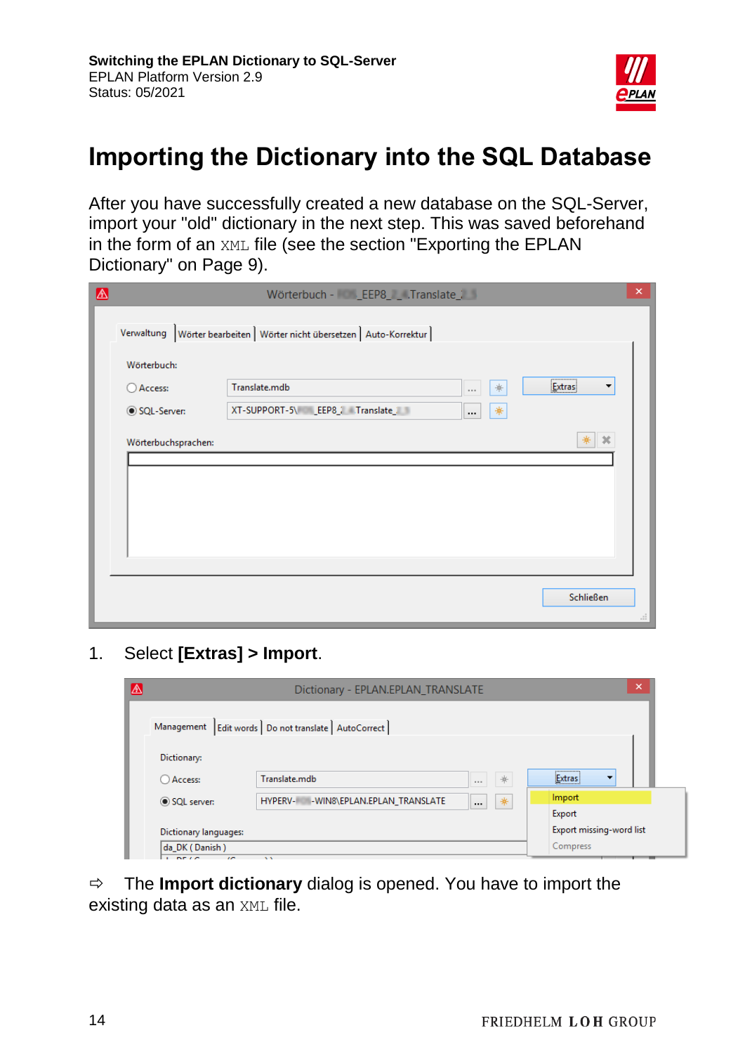# Importing the Dictionary into the SQL Database

After you have successfully created a new database on the SQL-Server, import your "old" dictionary in the next step. This was saved beforehand in the form of an `XML` file (see the section "Exporting the EPLAN Dictionary" on Page 9).

1. Select **[Extras] > Import**.

⇨ The **Import dictionary** dialog is opened. You have to import the existing data as an `XML` file.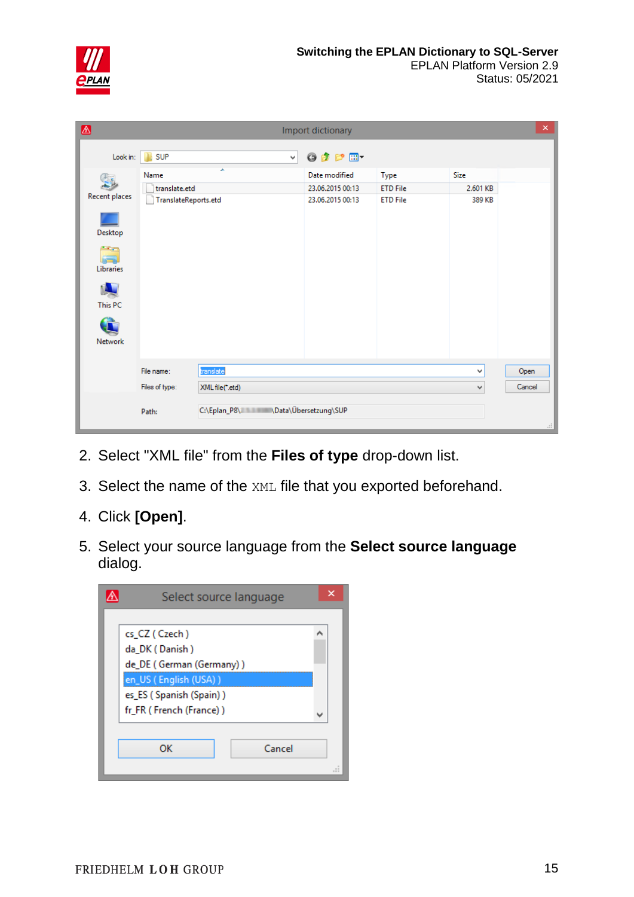2. Select "XML file" from the **Files of type** drop-down list.
3. Select the name of the `XML` file that you exported beforehand.
4. Click **[Open]**.
5. Select your source language from the **Select source language** dialog.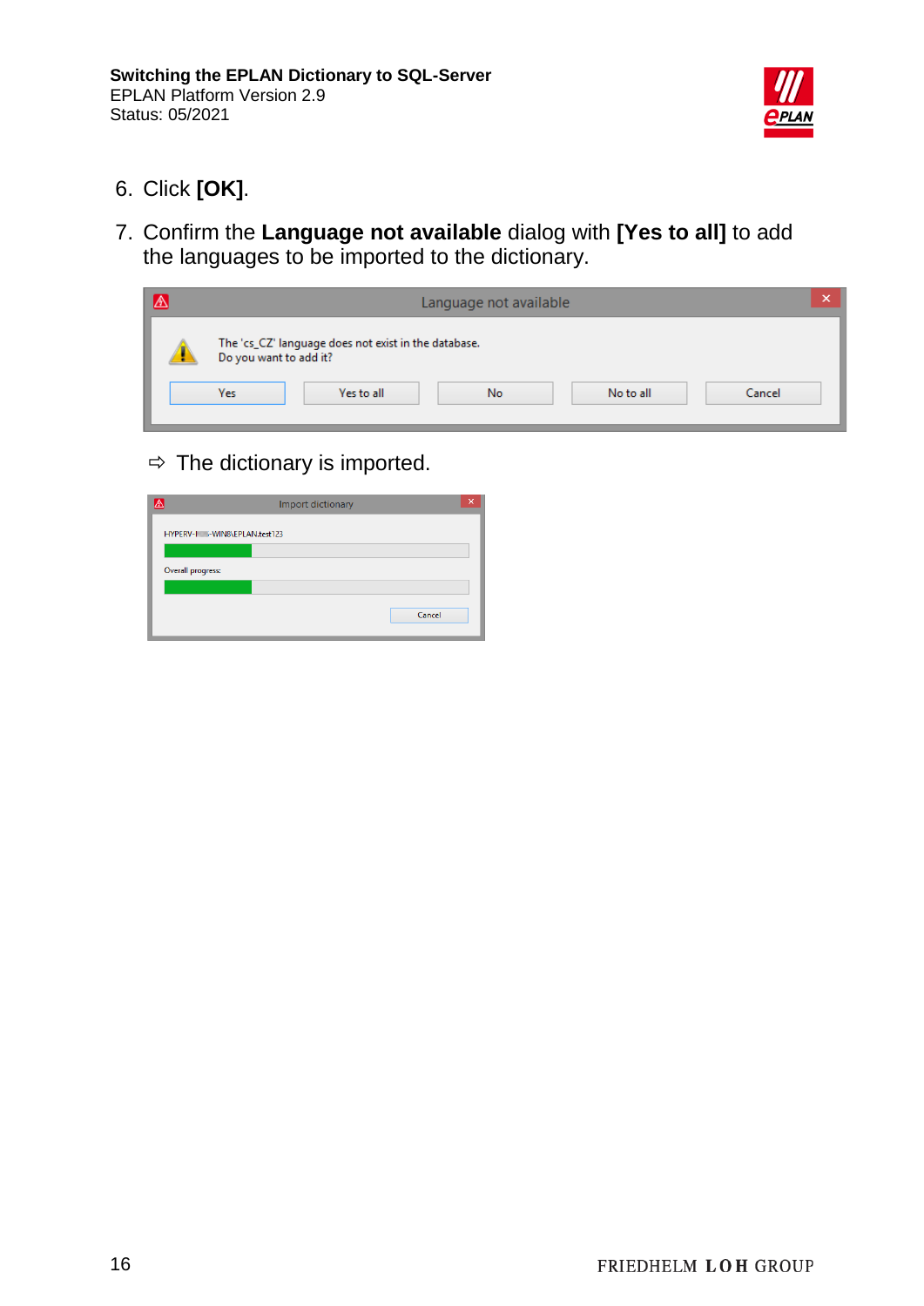6. Click **[OK]**.
7. Confirm the **Language not available** dialog with **[Yes to all]** to add the languages to be imported to the dictionary.

⇨ The dictionary is imported.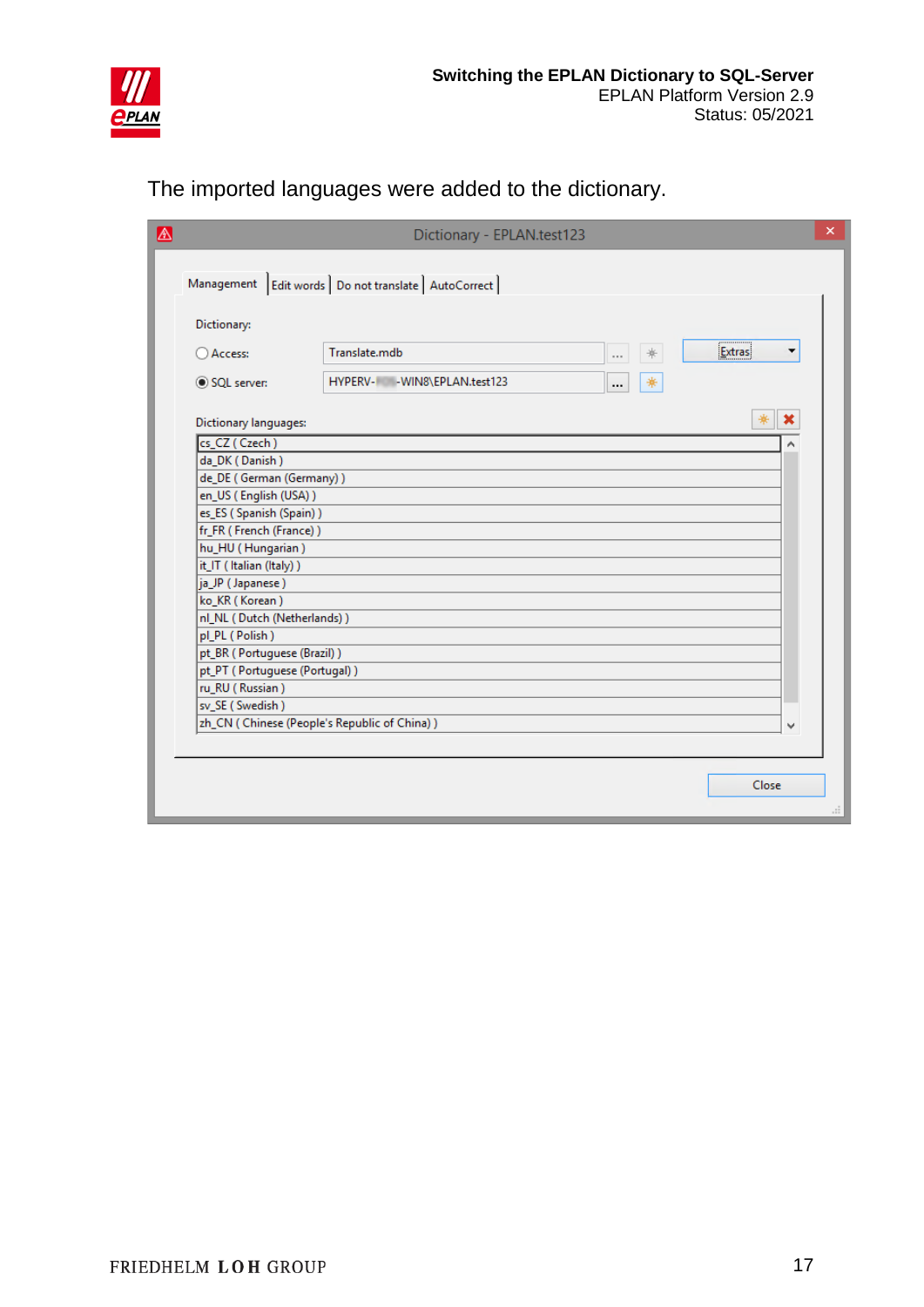The imported languages were added to the dictionary.

Dictionary - EPLAN.test123

Management | Edit words | Do not translate | AutoCorrect

Dictionary:

- Access: Translate.mdb
- SQL server: HYPERV-■■■-WIN8\EPLAN.test123

Extras

Dictionary languages:

- cs_CZ ( Czech )
- da_DK ( Danish )
- de_DE ( German (Germany) )
- en_US ( English (USA) )
- es_ES ( Spanish (Spain) )
- fr_FR ( French (France) )
- hu_HU ( Hungarian )
- it_IT ( Italian (Italy) )
- ja_JP ( Japanese )
- ko_KR ( Korean )
- nl_NL ( Dutch (Netherlands) )
- pl_PL ( Polish )
- pt_BR ( Portuguese (Brazil) )
- pt_PT ( Portuguese (Portugal) )
- ru_RU ( Russian )
- sv_SE ( Swedish )
- zh_CN ( Chinese (People's Republic of China) )

Close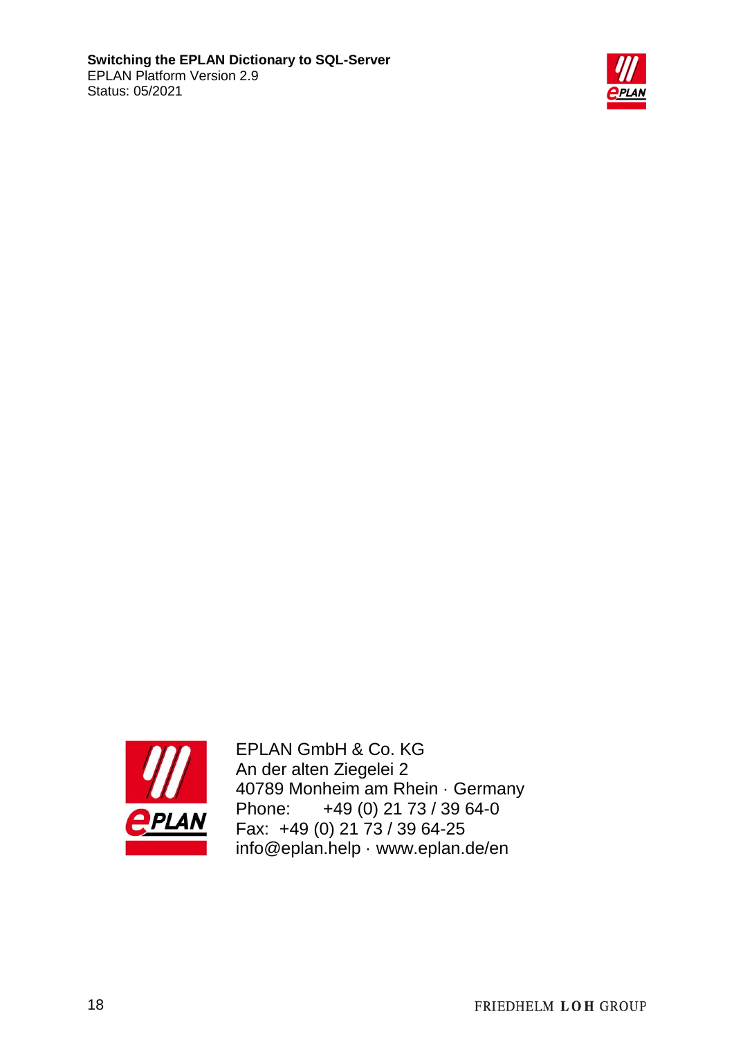EPLAN GmbH & Co. KG
An der alten Ziegelei 2
40789 Monheim am Rhein · Germany
Phone: +49 (0) 21 73 / 39 64-0
Fax: +49 (0) 21 73 / 39 64-25
info@eplan.help · www.eplan.de/en